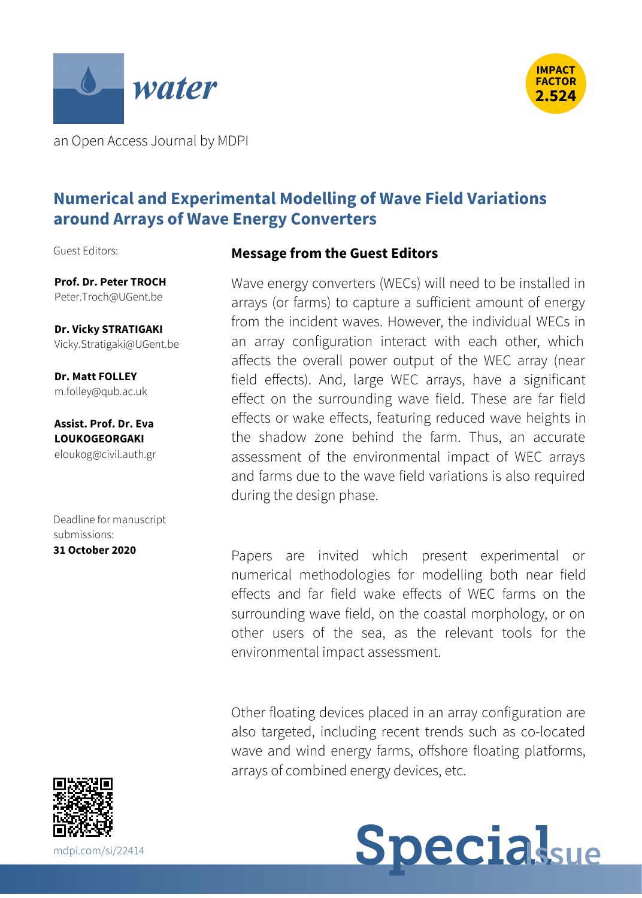water

an Open Access Journal by MDPI

IMPACT FACTOR 2.524

# Numerical and Experimental Modelling of Wave Field Variations around Arrays of Wave Energy Converters

Guest Editors:

**Prof. Dr. Peter TROCH**
Peter.Troch@UGent.be

**Dr. Vicky STRATIGAKI**
Vicky.Stratigaki@UGent.be

**Dr. Matt FOLLEY**
m.folley@qub.ac.uk

**Assist. Prof. Dr. Eva LOUKOGEORGAKI**
eloukog@civil.auth.gr

Deadline for manuscript submissions:
**31 October 2020**

## Message from the Guest Editors

Wave energy converters (WECs) will need to be installed in arrays (or farms) to capture a sufficient amount of energy from the incident waves. However, the individual WECs in an array configuration interact with each other, which affects the overall power output of the WEC array (near field effects). And, large WEC arrays, have a significant effect on the surrounding wave field. These are far field effects or wake effects, featuring reduced wave heights in the shadow zone behind the farm. Thus, an accurate assessment of the environmental impact of WEC arrays and farms due to the wave field variations is also required during the design phase.

Papers are invited which present experimental or numerical methodologies for modelling both near field effects and far field wake effects of WEC farms on the surrounding wave field, on the coastal morphology, or on other users of the sea, as the relevant tools for the environmental impact assessment.

Other floating devices placed in an array configuration are also targeted, including recent trends such as co-located wave and wind energy farms, offshore floating platforms, arrays of combined energy devices, etc.

mdpi.com/si/22414

Special Issue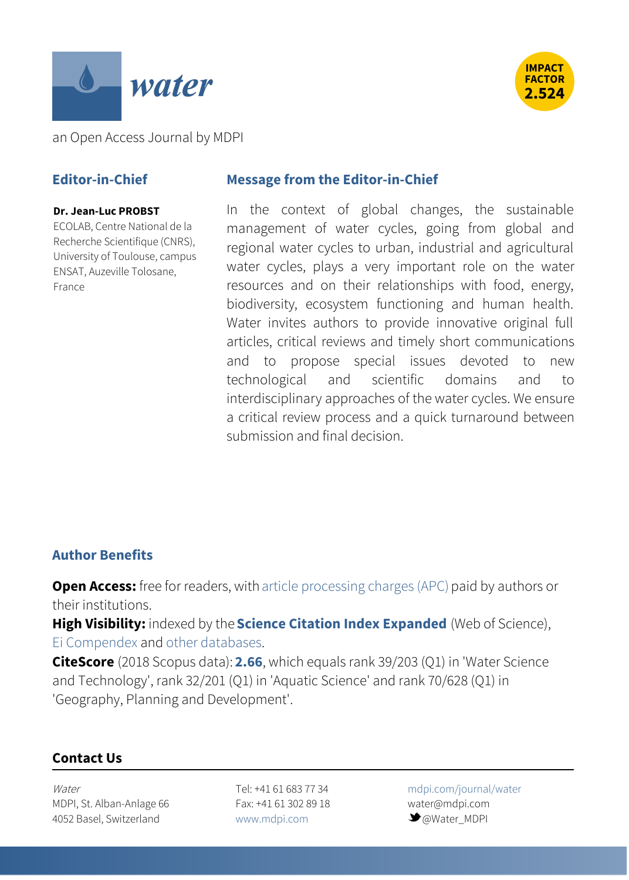# water

**IMPACT FACTOR 2.524**

an Open Access Journal by MDPI

## Editor-in-Chief

**Dr. Jean-Luc PROBST**
ECOLAB, Centre National de la Recherche Scientifique (CNRS), University of Toulouse, campus ENSAT, Auzeville Tolosane, France

## Message from the Editor-in-Chief

In the context of global changes, the sustainable management of water cycles, going from global and regional water cycles to urban, industrial and agricultural water cycles, plays a very important role on the water resources and on their relationships with food, energy, biodiversity, ecosystem functioning and human health. Water invites authors to provide innovative original full articles, critical reviews and timely short communications and to propose special issues devoted to new technological and scientific domains and to interdisciplinary approaches of the water cycles. We ensure a critical review process and a quick turnaround between submission and final decision.

## Author Benefits

**Open Access:** free for readers, with article processing charges (APC) paid by authors or their institutions.
**High Visibility:** indexed by the **Science Citation Index Expanded** (Web of Science), Ei Compendex and other databases.
**CiteScore** (2018 Scopus data): **2.66**, which equals rank 39/203 (Q1) in 'Water Science and Technology', rank 32/201 (Q1) in 'Aquatic Science' and rank 70/628 (Q1) in 'Geography, Planning and Development'.

## Contact Us

*Water*
MDPI, St. Alban-Anlage 66
4052 Basel, Switzerland

Tel: +41 61 683 77 34
Fax: +41 61 302 89 18
www.mdpi.com

mdpi.com/journal/water
water@mdpi.com
@Water_MDPI